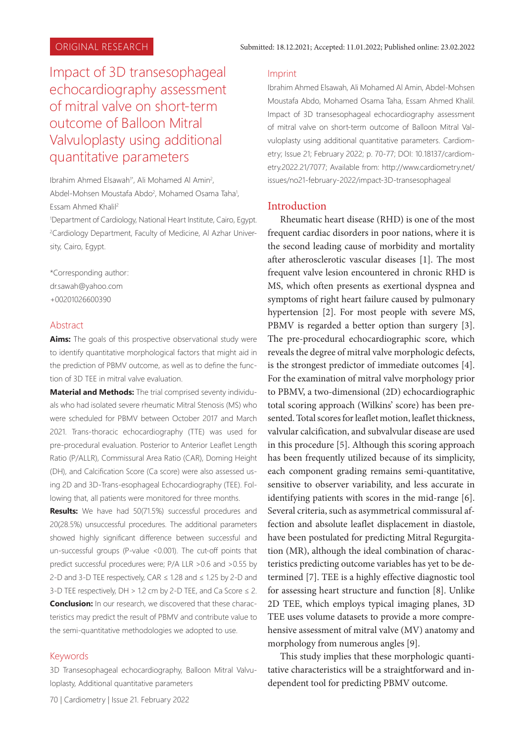ORIGINAL RESEARCH

Submitted: 18.12.2021; Accepted: 11.01.2022; Published online: 23.02.2022

# Impact of 3D transesophageal echocardiography assessment of mitral valve on short-term outcome of Balloon Mitral Valvuloplasty using additional quantitative parameters

Ibrahim Ahmed Elsawah[1*], Ali Mohamed Al Amin[2], Abdel-Mohsen Moustafa Abdo[2], Mohamed Osama Taha[1], Essam Ahmed Khalil[2]

[1]Department of Cardiology, National Heart Institute, Cairo, Egypt.
[2]Cardiology Department, Faculty of Medicine, Al Azhar University, Cairo, Egypt.

*Corresponding author:
dr.sawah@yahoo.com
+00201026600390

## Abstract

**Aims:** The goals of this prospective observational study were to identify quantitative morphological factors that might aid in the prediction of PBMV outcome, as well as to define the function of 3D TEE in mitral valve evaluation.

**Material and Methods:** The trial comprised seventy individuals who had isolated severe rheumatic Mitral Stenosis (MS) who were scheduled for PBMV between October 2017 and March 2021. Trans-thoracic echocardiography (TTE) was used for pre-procedural evaluation. Posterior to Anterior Leaflet Length Ratio (P/ALLR), Commissural Area Ratio (CAR), Doming Height (DH), and Calcification Score (Ca score) were also assessed using 2D and 3D-Trans-esophageal Echocardiography (TEE). Following that, all patients were monitored for three months.

**Results:** We have had 50(71.5%) successful procedures and 20(28.5%) unsuccessful procedures. The additional parameters showed highly significant difference between successful and un-successful groups (P-value <0.001). The cut-off points that predict successful procedures were; P/A LLR >0.6 and >0.55 by 2-D and 3-D TEE respectively, CAR ≤ 1.28 and ≤ 1.25 by 2-D and 3-D TEE respectively, DH > 1.2 cm by 2-D TEE, and Ca Score ≤ 2.

**Conclusion:** In our research, we discovered that these characteristics may predict the result of PBMV and contribute value to the semi-quantitative methodologies we adopted to use.

## Keywords

3D Transesophageal echocardiography, Balloon Mitral Valvuloplasty, Additional quantitative parameters

## Imprint

Ibrahim Ahmed Elsawah, Ali Mohamed Al Amin, Abdel-Mohsen Moustafa Abdo, Mohamed Osama Taha, Essam Ahmed Khalil. Impact of 3D transesophageal echocardiography assessment of mitral valve on short-term outcome of Balloon Mitral Valvuloplasty using additional quantitative parameters. Cardiometry; Issue 21; February 2022; p. 70-77; DOI: 10.18137/cardiometry.2022.21/7077; Available from: http://www.cardiometry.net/issues/no21-february-2022/impact-3D-transesophageal

## Introduction

Rheumatic heart disease (RHD) is one of the most frequent cardiac disorders in poor nations, where it is the second leading cause of morbidity and mortality after atherosclerotic vascular diseases [1]. The most frequent valve lesion encountered in chronic RHD is MS, which often presents as exertional dyspnea and symptoms of right heart failure caused by pulmonary hypertension [2]. For most people with severe MS, PBMV is regarded a better option than surgery [3]. The pre-procedural echocardiographic score, which reveals the degree of mitral valve morphologic defects, is the strongest predictor of immediate outcomes [4]. For the examination of mitral valve morphology prior to PBMV, a two-dimensional (2D) echocardiographic total scoring approach (Wilkins' score) has been presented. Total scores for leaflet motion, leaflet thickness, valvular calcification, and subvalvular disease are used in this procedure [5]. Although this scoring approach has been frequently utilized because of its simplicity, each component grading remains semi-quantitative, sensitive to observer variability, and less accurate in identifying patients with scores in the mid-range [6]. Several criteria, such as asymmetrical commissural affection and absolute leaflet displacement in diastole, have been postulated for predicting Mitral Regurgitation (MR), although the ideal combination of characteristics predicting outcome variables has yet to be determined [7]. TEE is a highly effective diagnostic tool for assessing heart structure and function [8]. Unlike 2D TEE, which employs typical imaging planes, 3D TEE uses volume datasets to provide a more comprehensive assessment of mitral valve (MV) anatomy and morphology from numerous angles [9].

This study implies that these morphologic quantitative characteristics will be a straightforward and independent tool for predicting PBMV outcome.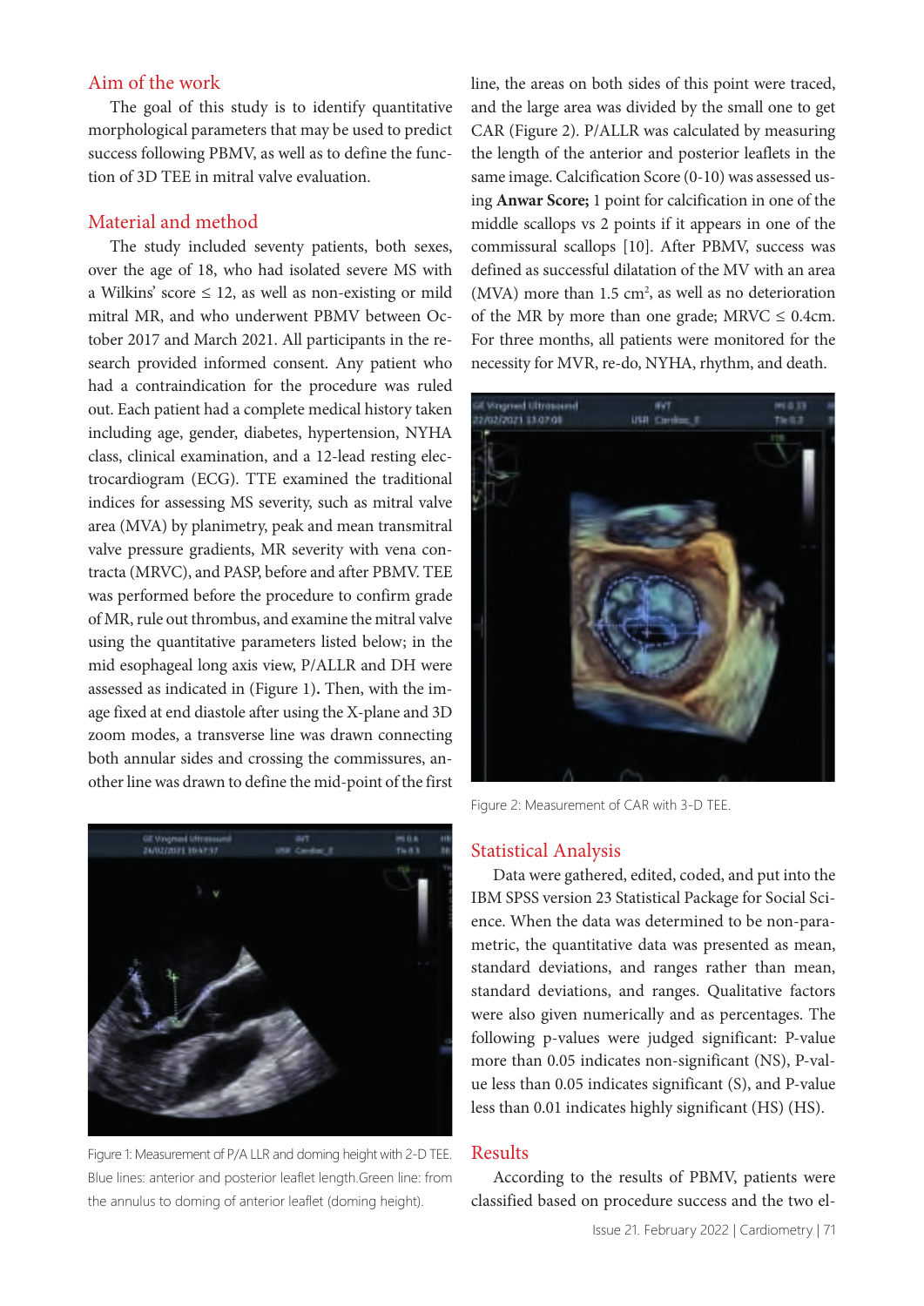## Aim of the work

The goal of this study is to identify quantitative morphological parameters that may be used to predict success following PBMV, as well as to define the function of 3D TEE in mitral valve evaluation.

## Material and method

The study included seventy patients, both sexes, over the age of 18, who had isolated severe MS with a Wilkins' score ≤ 12, as well as non-existing or mild mitral MR, and who underwent PBMV between October 2017 and March 2021. All participants in the research provided informed consent. Any patient who had a contraindication for the procedure was ruled out. Each patient had a complete medical history taken including age, gender, diabetes, hypertension, NYHA class, clinical examination, and a 12-lead resting electrocardiogram (ECG). TTE examined the traditional indices for assessing MS severity, such as mitral valve area (MVA) by planimetry, peak and mean transmitral valve pressure gradients, MR severity with vena contracta (MRVC), and PASP, before and after PBMV. TEE was performed before the procedure to confirm grade of MR, rule out thrombus, and examine the mitral valve using the quantitative parameters listed below; in the mid esophageal long axis view, P/ALLR and DH were assessed as indicated in (Figure 1**)**. Then, with the image fixed at end diastole after using the X-plane and 3D zoom modes, a transverse line was drawn connecting both annular sides and crossing the commissures, another line was drawn to define the mid-point of the first line, the areas on both sides of this point were traced, and the large area was divided by the small one to get CAR (Figure 2). P/ALLR was calculated by measuring the length of the anterior and posterior leaflets in the same image. Calcification Score (0-10) was assessed using **Anwar Score;** 1 point for calcification in one of the middle scallops vs 2 points if it appears in one of the commissural scallops [10]. After PBMV, success was defined as successful dilatation of the MV with an area (MVA) more than 1.5 cm$^2$, as well as no deterioration of the MR by more than one grade; MRVC ≤ 0.4cm. For three months, all patients were monitored for the necessity for MVR, re-do, NYHA, rhythm, and death.

Figure 1: Measurement of P/A LLR and doming height with 2-D TEE. Blue lines: anterior and posterior leaflet length.Green line: from the annulus to doming of anterior leaflet (doming height).

Figure 2: Measurement of CAR with 3-D TEE.

## Statistical Analysis

Data were gathered, edited, coded, and put into the IBM SPSS version 23 Statistical Package for Social Science. When the data was determined to be non-parametric, the quantitative data was presented as mean, standard deviations, and ranges rather than mean, standard deviations, and ranges. Qualitative factors were also given numerically and as percentages. The following p-values were judged significant: P-value more than 0.05 indicates non-significant (NS), P-value less than 0.05 indicates significant (S), and P-value less than 0.01 indicates highly significant (HS) (HS).

## Results

According to the results of PBMV, patients were classified based on procedure success and the two el-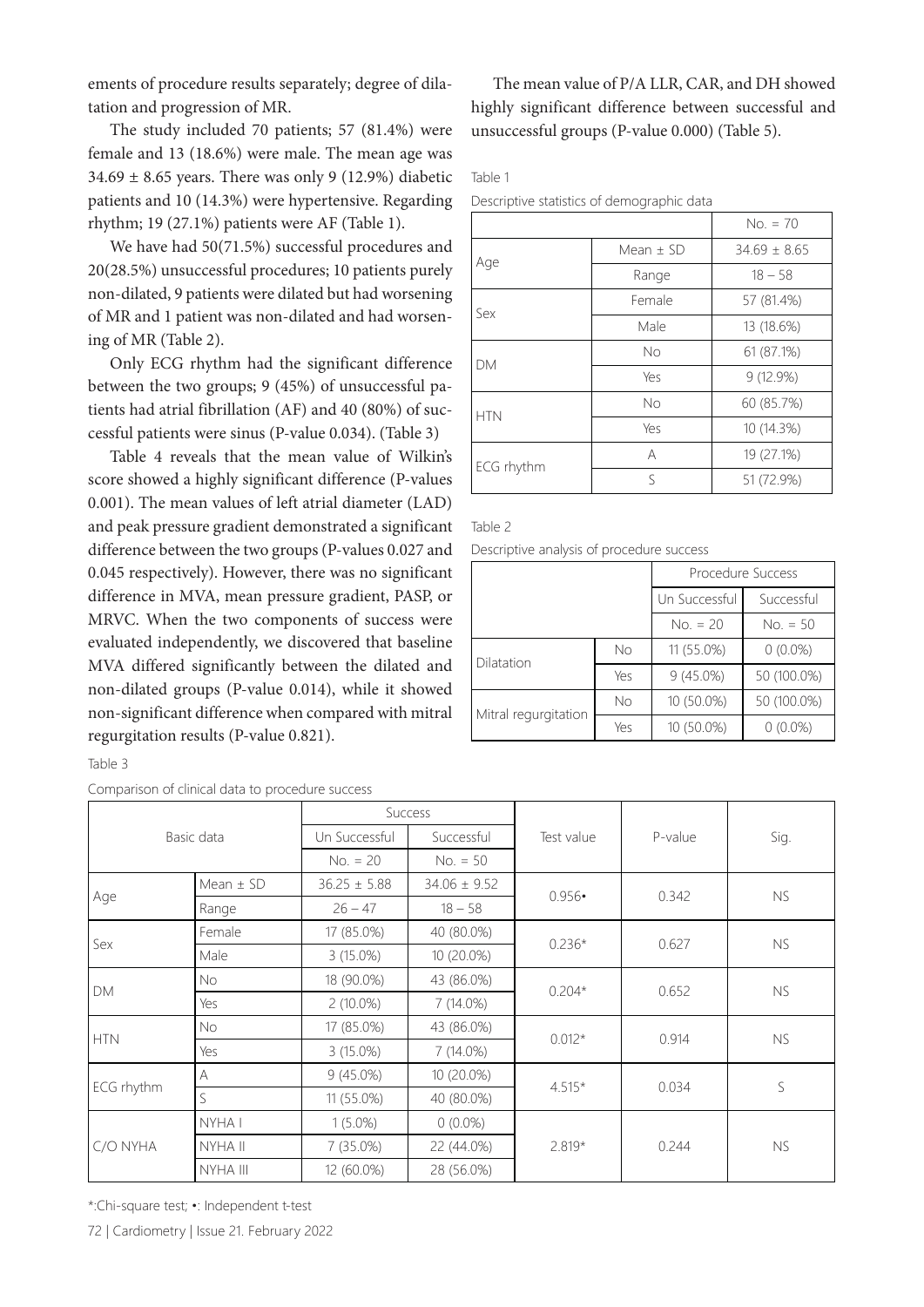ements of procedure results separately; degree of dilatation and progression of MR.

The study included 70 patients; 57 (81.4%) were female and 13 (18.6%) were male. The mean age was 34.69 ± 8.65 years. There was only 9 (12.9%) diabetic patients and 10 (14.3%) were hypertensive. Regarding rhythm; 19 (27.1%) patients were AF (Table 1).

We have had 50(71.5%) successful procedures and 20(28.5%) unsuccessful procedures; 10 patients purely non-dilated, 9 patients were dilated but had worsening of MR and 1 patient was non-dilated and had worsening of MR (Table 2).

Only ECG rhythm had the significant difference between the two groups; 9 (45%) of unsuccessful patients had atrial fibrillation (AF) and 40 (80%) of successful patients were sinus (P-value 0.034). (Table 3)

Table 4 reveals that the mean value of Wilkin's score showed a highly significant difference (P-values 0.001). The mean values of left atrial diameter (LAD) and peak pressure gradient demonstrated a significant difference between the two groups (P-values 0.027 and 0.045 respectively). However, there was no significant difference in MVA, mean pressure gradient, PASP, or MRVC. When the two components of success were evaluated independently, we discovered that baseline MVA differed significantly between the dilated and non-dilated groups (P-value 0.014), while it showed non-significant difference when compared with mitral regurgitation results (P-value 0.821).

The mean value of P/A LLR, CAR, and DH showed highly significant difference between successful and unsuccessful groups (P-value 0.000) (Table 5).

Table 1

Descriptive statistics of demographic data

| | | No. = 70 |
|---|---|---|
| Age | Mean ± SD | 34.69 ± 8.65 |
| | Range | 18 – 58 |
| Sex | Female | 57 (81.4%) |
| | Male | 13 (18.6%) |
| DM | No | 61 (87.1%) |
| | Yes | 9 (12.9%) |
| HTN | No | 60 (85.7%) |
| | Yes | 10 (14.3%) |
| ECG rhythm | A | 19 (27.1%) |
| | S | 51 (72.9%) |

Table 2

Descriptive analysis of procedure success

| | | Procedure Success | |
|---|---|---|---|
| | | Un Successful | Successful |
| | | No. = 20 | No. = 50 |
| Dilatation | No | 11 (55.0%) | 0 (0.0%) |
| | Yes | 9 (45.0%) | 50 (100.0%) |
| Mitral regurgitation | No | 10 (50.0%) | 50 (100.0%) |
| | Yes | 10 (50.0%) | 0 (0.0%) |

Table 3

Comparison of clinical data to procedure success

| Basic data | | Success | | Test value | P-value | Sig. |
|---|---|---|---|---|---|---|
| | | Un Successful | Successful | | | |
| | | No. = 20 | No. = 50 | | | |
| Age | Mean ± SD | 36.25 ± 5.88 | 34.06 ± 9.52 | 0.956• | 0.342 | NS |
| | Range | 26 – 47 | 18 – 58 | | | |
| Sex | Female | 17 (85.0%) | 40 (80.0%) | 0.236* | 0.627 | NS |
| | Male | 3 (15.0%) | 10 (20.0%) | | | |
| DM | No | 18 (90.0%) | 43 (86.0%) | 0.204* | 0.652 | NS |
| | Yes | 2 (10.0%) | 7 (14.0%) | | | |
| HTN | No | 17 (85.0%) | 43 (86.0%) | 0.012* | 0.914 | NS |
| | Yes | 3 (15.0%) | 7 (14.0%) | | | |
| ECG rhythm | A | 9 (45.0%) | 10 (20.0%) | 4.515* | 0.034 | S |
| | S | 11 (55.0%) | 40 (80.0%) | | | |
| C/O NYHA | NYHA I | 1 (5.0%) | 0 (0.0%) | 2.819* | 0.244 | NS |
| | NYHA II | 7 (35.0%) | 22 (44.0%) | | | |
| | NYHA III | 12 (60.0%) | 28 (56.0%) | | | |

*:Chi-square test; •: Independent t-test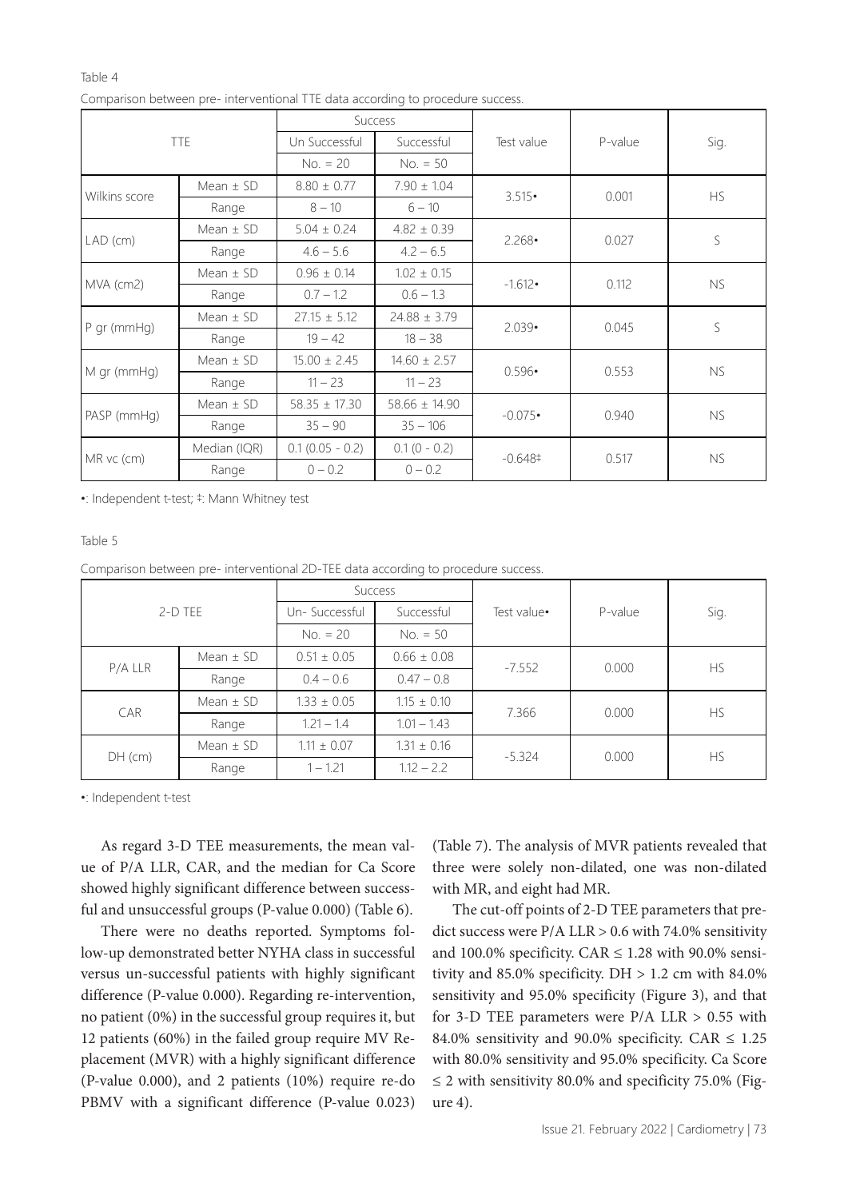Table 4

Comparison between pre- interventional TTE data according to procedure success.

| TTE | | Success | | Test value | P-value | Sig. |
|---|---|---|---|---|---|---|
| | | Un Successful | Successful | | | |
| | | No. = 20 | No. = 50 | | | |
| Wilkins score | Mean ± SD | 8.80 ± 0.77 | 7.90 ± 1.04 | 3.515• | 0.001 | HS |
| | Range | 8 – 10 | 6 – 10 | | | |
| LAD (cm) | Mean ± SD | 5.04 ± 0.24 | 4.82 ± 0.39 | 2.268• | 0.027 | S |
| | Range | 4.6 – 5.6 | 4.2 – 6.5 | | | |
| MVA (cm2) | Mean ± SD | 0.96 ± 0.14 | 1.02 ± 0.15 | -1.612• | 0.112 | NS |
| | Range | 0.7 – 1.2 | 0.6 – 1.3 | | | |
| P gr (mmHg) | Mean ± SD | 27.15 ± 5.12 | 24.88 ± 3.79 | 2.039• | 0.045 | S |
| | Range | 19 – 42 | 18 – 38 | | | |
| M gr (mmHg) | Mean ± SD | 15.00 ± 2.45 | 14.60 ± 2.57 | 0.596• | 0.553 | NS |
| | Range | 11 – 23 | 11 – 23 | | | |
| PASP (mmHg) | Mean ± SD | 58.35 ± 17.30 | 58.66 ± 14.90 | -0.075• | 0.940 | NS |
| | Range | 35 – 90 | 35 – 106 | | | |
| MR vc (cm) | Median (IQR) | 0.1 (0.05 - 0.2) | 0.1 (0 - 0.2) | -0.648‡ | 0.517 | NS |
| | Range | 0 – 0.2 | 0 – 0.2 | | | |

•: Independent t-test; ‡: Mann Whitney test

Table 5

Comparison between pre- interventional 2D-TEE data according to procedure success.

| 2-D TEE | | Success | | Test value• | P-value | Sig. |
|---|---|---|---|---|---|---|
| | | Un- Successful | Successful | | | |
| | | No. = 20 | No. = 50 | | | |
| P/A LLR | Mean ± SD | 0.51 ± 0.05 | 0.66 ± 0.08 | -7.552 | 0.000 | HS |
| | Range | 0.4 – 0.6 | 0.47 – 0.8 | | | |
| CAR | Mean ± SD | 1.33 ± 0.05 | 1.15 ± 0.10 | 7.366 | 0.000 | HS |
| | Range | 1.21 – 1.4 | 1.01 – 1.43 | | | |
| DH (cm) | Mean ± SD | 1.11 ± 0.07 | 1.31 ± 0.16 | -5.324 | 0.000 | HS |
| | Range | 1 – 1.21 | 1.12 – 2.2 | | | |

•: Independent t-test

As regard 3-D TEE measurements, the mean value of P/A LLR, CAR, and the median for Ca Score showed highly significant difference between successful and unsuccessful groups (P-value 0.000) (Table 6).

There were no deaths reported. Symptoms follow-up demonstrated better NYHA class in successful versus un-successful patients with highly significant difference (P-value 0.000). Regarding re-intervention, no patient (0%) in the successful group requires it, but 12 patients (60%) in the failed group require MV Replacement (MVR) with a highly significant difference (P-value 0.000), and 2 patients (10%) require re-do PBMV with a significant difference (P-value 0.023) (Table 7). The analysis of MVR patients revealed that three were solely non-dilated, one was non-dilated with MR, and eight had MR.

The cut-off points of 2-D TEE parameters that predict success were P/A LLR > 0.6 with 74.0% sensitivity and 100.0% specificity. CAR ≤ 1.28 with 90.0% sensitivity and 85.0% specificity. DH > 1.2 cm with 84.0% sensitivity and 95.0% specificity (Figure 3), and that for 3-D TEE parameters were P/A LLR > 0.55 with 84.0% sensitivity and 90.0% specificity. CAR ≤ 1.25 with 80.0% sensitivity and 95.0% specificity. Ca Score ≤ 2 with sensitivity 80.0% and specificity 75.0% (Figure 4).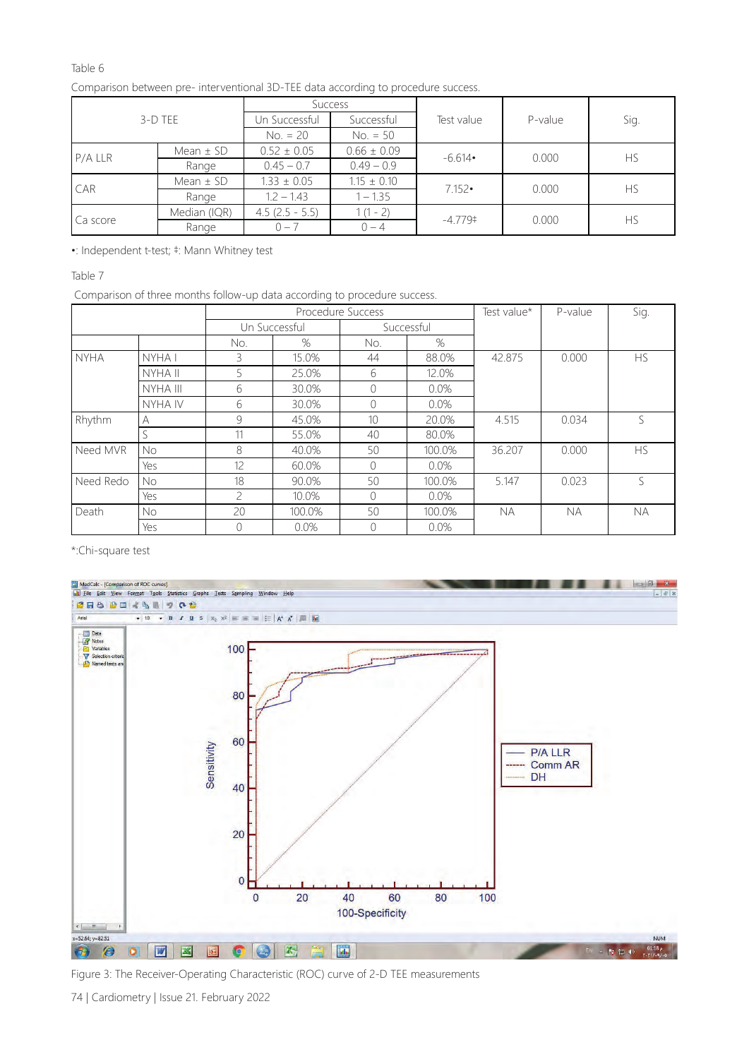Table 6

Comparison between pre- interventional 3D-TEE data according to procedure success.

| 3-D TEE | | Success | | Test value | P-value | Sig. |
|---|---|---|---|---|---|---|
| | | Un Successful | Successful | | | |
| | | No. = 20 | No. = 50 | | | |
| P/A LLR | Mean ± SD | 0.52 ± 0.05 | 0.66 ± 0.09 | -6.614• | 0.000 | HS |
| | Range | 0.45 – 0.7 | 0.49 – 0.9 | | | |
| CAR | Mean ± SD | 1.33 ± 0.05 | 1.15 ± 0.10 | 7.152• | 0.000 | HS |
| | Range | 1.2 – 1.43 | 1 – 1.35 | | | |
| Ca score | Median (IQR) | 4.5 (2.5 - 5.5) | 1 (1 - 2) | -4.779‡ | 0.000 | HS |
| | Range | 0 – 7 | 0 – 4 | | | |

•: Independent t-test; ‡: Mann Whitney test

Table 7

Comparison of three months follow-up data according to procedure success.

| | | Procedure Success | | | | Test value* | P-value | Sig. |
|---|---|---|---|---|---|---|---|---|
| | | Un Successful | | Successful | | | | |
| | | No. | % | No. | % | | | |
| NYHA | NYHA I | 3 | 15.0% | 44 | 88.0% | 42.875 | 0.000 | HS |
| | NYHA II | 5 | 25.0% | 6 | 12.0% | | | |
| | NYHA III | 6 | 30.0% | 0 | 0.0% | | | |
| | NYHA IV | 6 | 30.0% | 0 | 0.0% | | | |
| Rhythm | A | 9 | 45.0% | 10 | 20.0% | 4.515 | 0.034 | S |
| | S | 11 | 55.0% | 40 | 80.0% | | | |
| Need MVR | No | 8 | 40.0% | 50 | 100.0% | 36.207 | 0.000 | HS |
| | Yes | 12 | 60.0% | 0 | 0.0% | | | |
| Need Redo | No | 18 | 90.0% | 50 | 100.0% | 5.147 | 0.023 | S |
| | Yes | 2 | 10.0% | 0 | 0.0% | | | |
| Death | No | 20 | 100.0% | 50 | 100.0% | NA | NA | NA |
| | Yes | 0 | 0.0% | 0 | 0.0% | | | |

*:Chi-square test

Figure 3: The Receiver-Operating Characteristic (ROC) curve of 2-D TEE measurements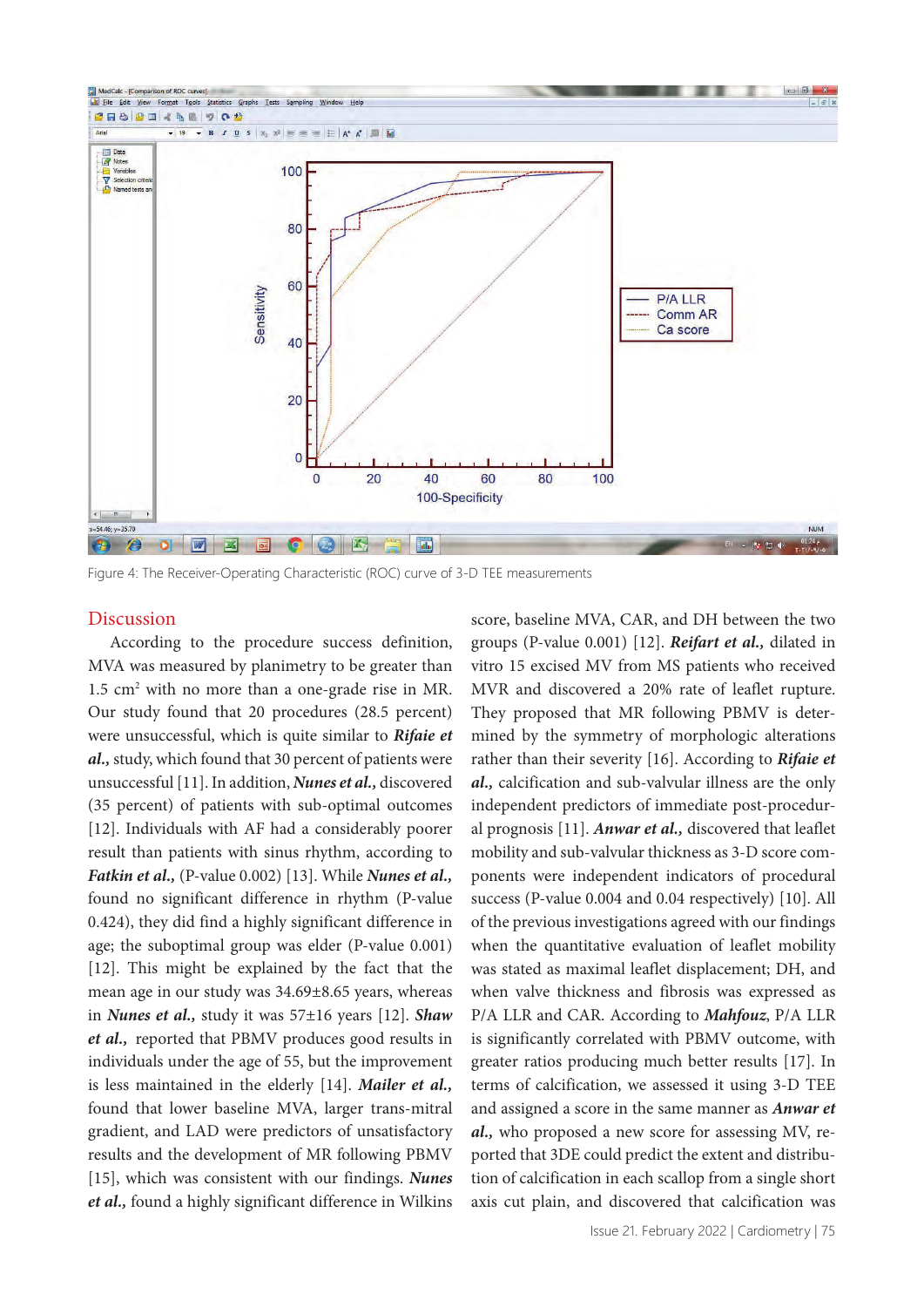Figure 4: The Receiver-Operating Characteristic (ROC) curve of 3-D TEE measurements

## Discussion

According to the procedure success definition, MVA was measured by planimetry to be greater than 1.5 cm$^2$ with no more than a one-grade rise in MR. Our study found that 20 procedures (28.5 percent) were unsuccessful, which is quite similar to ***Rifaie et al.,*** study, which found that 30 percent of patients were unsuccessful [11]. In addition, ***Nunes et al.,*** discovered (35 percent) of patients with sub-optimal outcomes [12]. Individuals with AF had a considerably poorer result than patients with sinus rhythm, according to ***Fatkin et al.,*** (P-value 0.002) [13]. While ***Nunes et al.,*** found no significant difference in rhythm (P-value 0.424), they did find a highly significant difference in age; the suboptimal group was elder (P-value 0.001) [12]. This might be explained by the fact that the mean age in our study was 34.69±8.65 years, whereas in ***Nunes et al.,*** study it was 57±16 years [12]. ***Shaw et al.,*** reported that PBMV produces good results in individuals under the age of 55, but the improvement is less maintained in the elderly [14]. ***Mailer et al.,*** found that lower baseline MVA, larger trans-mitral gradient, and LAD were predictors of unsatisfactory results and the development of MR following PBMV [15], which was consistent with our findings. ***Nunes et al.,*** found a highly significant difference in Wilkins score, baseline MVA, CAR, and DH between the two groups (P-value 0.001) [12]. ***Reifart et al.,*** dilated in vitro 15 excised MV from MS patients who received MVR and discovered a 20% rate of leaflet rupture. They proposed that MR following PBMV is determined by the symmetry of morphologic alterations rather than their severity [16]. According to ***Rifaie et al.,*** calcification and sub-valvular illness are the only independent predictors of immediate post-procedural prognosis [11]. ***Anwar et al.,*** discovered that leaflet mobility and sub-valvular thickness as 3-D score components were independent indicators of procedural success (P-value 0.004 and 0.04 respectively) [10]. All of the previous investigations agreed with our findings when the quantitative evaluation of leaflet mobility was stated as maximal leaflet displacement; DH, and when valve thickness and fibrosis was expressed as P/A LLR and CAR. According to ***Mahfouz***, P/A LLR is significantly correlated with PBMV outcome, with greater ratios producing much better results [17]. In terms of calcification, we assessed it using 3-D TEE and assigned a score in the same manner as ***Anwar et al.,*** who proposed a new score for assessing MV, reported that 3DE could predict the extent and distribution of calcification in each scallop from a single short axis cut plain, and discovered that calcification was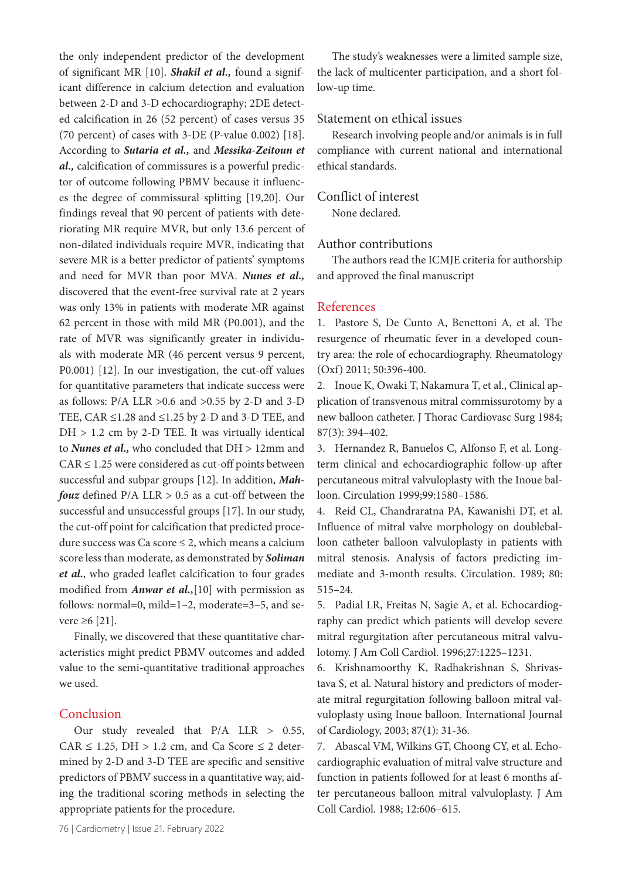the only independent predictor of the development of significant MR [10]. ***Shakil et al.,*** found a significant difference in calcium detection and evaluation between 2-D and 3-D echocardiography; 2DE detected calcification in 26 (52 percent) of cases versus 35 (70 percent) of cases with 3-DE (P-value 0.002) [18]. According to ***Sutaria et al.,*** and ***Messika-Zeitoun et al.,*** calcification of commissures is a powerful predictor of outcome following PBMV because it influences the degree of commissural splitting [19,20]. Our findings reveal that 90 percent of patients with deteriorating MR require MVR, but only 13.6 percent of non-dilated individuals require MVR, indicating that severe MR is a better predictor of patients' symptoms and need for MVR than poor MVA. ***Nunes et al.,*** discovered that the event-free survival rate at 2 years was only 13% in patients with moderate MR against 62 percent in those with mild MR (P0.001), and the rate of MVR was significantly greater in individuals with moderate MR (46 percent versus 9 percent, P0.001) [12]. In our investigation, the cut-off values for quantitative parameters that indicate success were as follows: P/A LLR >0.6 and >0.55 by 2-D and 3-D TEE, CAR ≤1.28 and ≤1.25 by 2-D and 3-D TEE, and DH > 1.2 cm by 2-D TEE. It was virtually identical to ***Nunes et al.,*** who concluded that DH > 12mm and CAR ≤ 1.25 were considered as cut-off points between successful and subpar groups [12]. In addition, ***Mahfouz*** defined P/A LLR > 0.5 as a cut-off between the successful and unsuccessful groups [17]. In our study, the cut-off point for calcification that predicted procedure success was Ca score ≤ 2, which means a calcium score less than moderate, as demonstrated by ***Soliman et al.***, who graded leaflet calcification to four grades modified from ***Anwar et al.,***[10] with permission as follows: normal=0, mild=1–2, moderate=3–5, and severe ≥6 [21].

Finally, we discovered that these quantitative characteristics might predict PBMV outcomes and added value to the semi-quantitative traditional approaches we used.

## Conclusion

Our study revealed that P/A LLR > 0.55, CAR ≤ 1.25, DH > 1.2 cm, and Ca Score ≤ 2 determined by 2-D and 3-D TEE are specific and sensitive predictors of PBMV success in a quantitative way, aiding the traditional scoring methods in selecting the appropriate patients for the procedure.

The study's weaknesses were a limited sample size, the lack of multicenter participation, and a short follow-up time.

## Statement on ethical issues

Research involving people and/or animals is in full compliance with current national and international ethical standards.

## Conflict of interest

None declared.

## Author contributions

The authors read the ICMJE criteria for authorship and approved the final manuscript

## References

1. Pastore S, De Cunto A, Benettoni A, et al. The resurgence of rheumatic fever in a developed country area: the role of echocardiography. Rheumatology (Oxf) 2011; 50:396-400.
2. Inoue K, Owaki T, Nakamura T, et al., Clinical application of transvenous mitral commissurotomy by a new balloon catheter. J Thorac Cardiovasc Surg 1984; 87(3): 394–402.
3. Hernandez R, Banuelos C, Alfonso F, et al. Long-term clinical and echocardiographic follow-up after percutaneous mitral valvuloplasty with the Inoue balloon. Circulation 1999;99:1580–1586.
4. Reid CL, Chandraratna PA, Kawanishi DT, et al. Influence of mitral valve morphology on doubleballoon catheter balloon valvuloplasty in patients with mitral stenosis. Analysis of factors predicting immediate and 3-month results. Circulation. 1989; 80: 515–24.
5. Padial LR, Freitas N, Sagie A, et al. Echocardiography can predict which patients will develop severe mitral regurgitation after percutaneous mitral valvulotomy. J Am Coll Cardiol. 1996;27:1225–1231.
6. Krishnamoorthy K, Radhakrishnan S, Shrivastava S, et al. Natural history and predictors of moderate mitral regurgitation following balloon mitral valvuloplasty using Inoue balloon. International Journal of Cardiology, 2003; 87(1): 31-36.
7. Abascal VM, Wilkins GT, Choong CY, et al. Echocardiographic evaluation of mitral valve structure and function in patients followed for at least 6 months after percutaneous balloon mitral valvuloplasty. J Am Coll Cardiol. 1988; 12:606–615.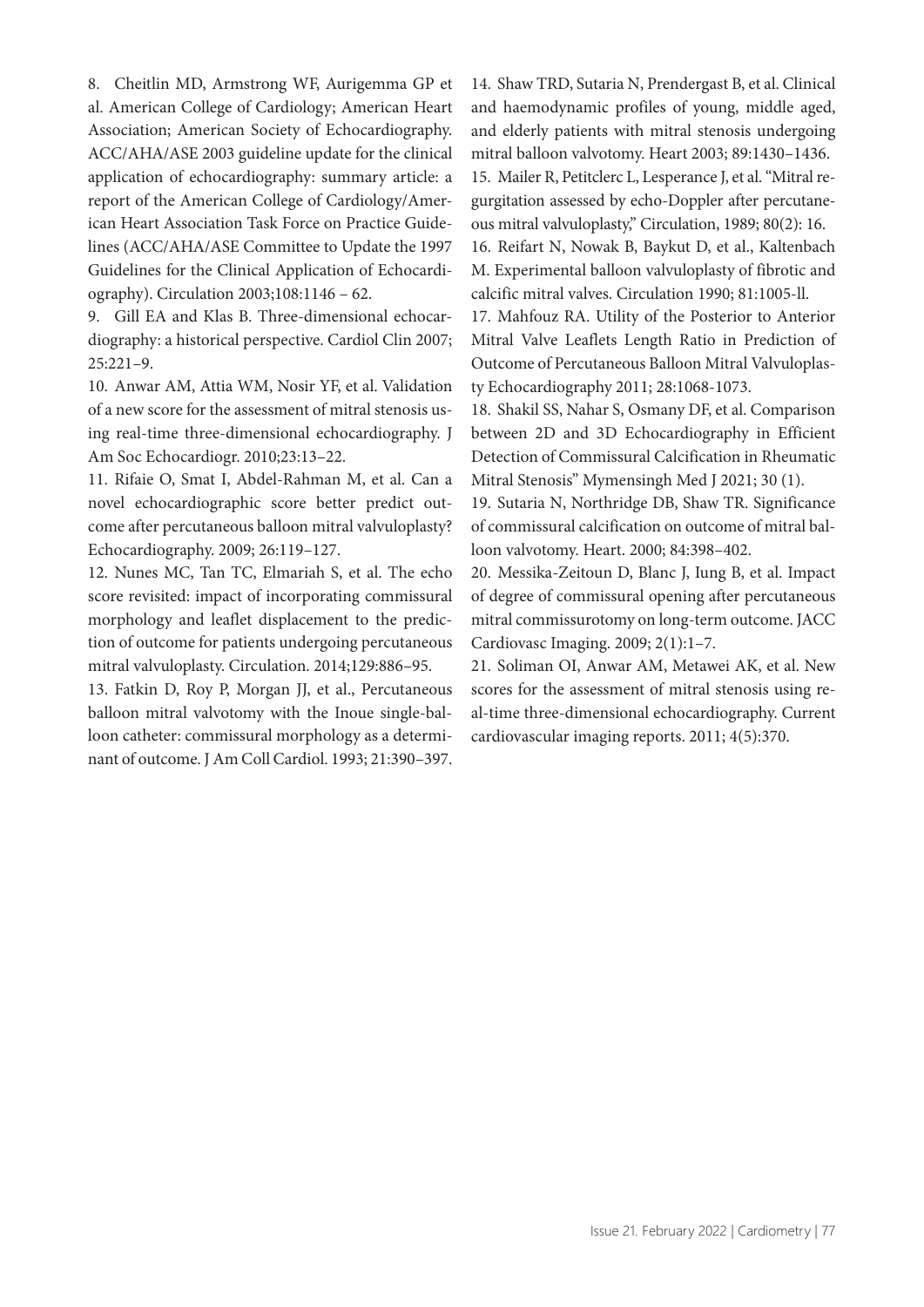8. Cheitlin MD, Armstrong WF, Aurigemma GP et al. American College of Cardiology; American Heart Association; American Society of Echocardiography. ACC/AHA/ASE 2003 guideline update for the clinical application of echocardiography: summary article: a report of the American College of Cardiology/American Heart Association Task Force on Practice Guidelines (ACC/AHA/ASE Committee to Update the 1997 Guidelines for the Clinical Application of Echocardiography). Circulation 2003;108:1146 – 62.

9. Gill EA and Klas B. Three-dimensional echocardiography: a historical perspective. Cardiol Clin 2007; 25:221–9.

10. Anwar AM, Attia WM, Nosir YF, et al. Validation of a new score for the assessment of mitral stenosis using real-time three-dimensional echocardiography. J Am Soc Echocardiogr. 2010;23:13–22.

11. Rifaie O, Smat I, Abdel-Rahman M, et al. Can a novel echocardiographic score better predict outcome after percutaneous balloon mitral valvuloplasty? Echocardiography. 2009; 26:119–127.

12. Nunes MC, Tan TC, Elmariah S, et al. The echo score revisited: impact of incorporating commissural morphology and leaflet displacement to the prediction of outcome for patients undergoing percutaneous mitral valvuloplasty. Circulation. 2014;129:886–95.

13. Fatkin D, Roy P, Morgan JJ, et al., Percutaneous balloon mitral valvotomy with the Inoue single-balloon catheter: commissural morphology as a determinant of outcome. J Am Coll Cardiol. 1993; 21:390–397.

14. Shaw TRD, Sutaria N, Prendergast B, et al. Clinical and haemodynamic profiles of young, middle aged, and elderly patients with mitral stenosis undergoing mitral balloon valvotomy. Heart 2003; 89:1430–1436.

15. Mailer R, Petitclerc L, Lesperance J, et al. "Mitral regurgitation assessed by echo-Doppler after percutaneous mitral valvuloplasty," Circulation, 1989; 80(2): 16.

16. Reifart N, Nowak B, Baykut D, et al., Kaltenbach M. Experimental balloon valvuloplasty of fibrotic and calcific mitral valves. Circulation 1990; 81:1005-ll.

17. Mahfouz RA. Utility of the Posterior to Anterior Mitral Valve Leaflets Length Ratio in Prediction of Outcome of Percutaneous Balloon Mitral Valvuloplasty Echocardiography 2011; 28:1068-1073.

18. Shakil SS, Nahar S, Osmany DF, et al. Comparison between 2D and 3D Echocardiography in Efficient Detection of Commissural Calcification in Rheumatic Mitral Stenosis" Mymensingh Med J 2021; 30 (1).

19. Sutaria N, Northridge DB, Shaw TR. Significance of commissural calcification on outcome of mitral balloon valvotomy. Heart. 2000; 84:398–402.

20. Messika-Zeitoun D, Blanc J, Iung B, et al. Impact of degree of commissural opening after percutaneous mitral commissurotomy on long-term outcome. JACC Cardiovasc Imaging. 2009; 2(1):1–7.

21. Soliman OI, Anwar AM, Metawei AK, et al. New scores for the assessment of mitral stenosis using real-time three-dimensional echocardiography. Current cardiovascular imaging reports. 2011; 4(5):370.